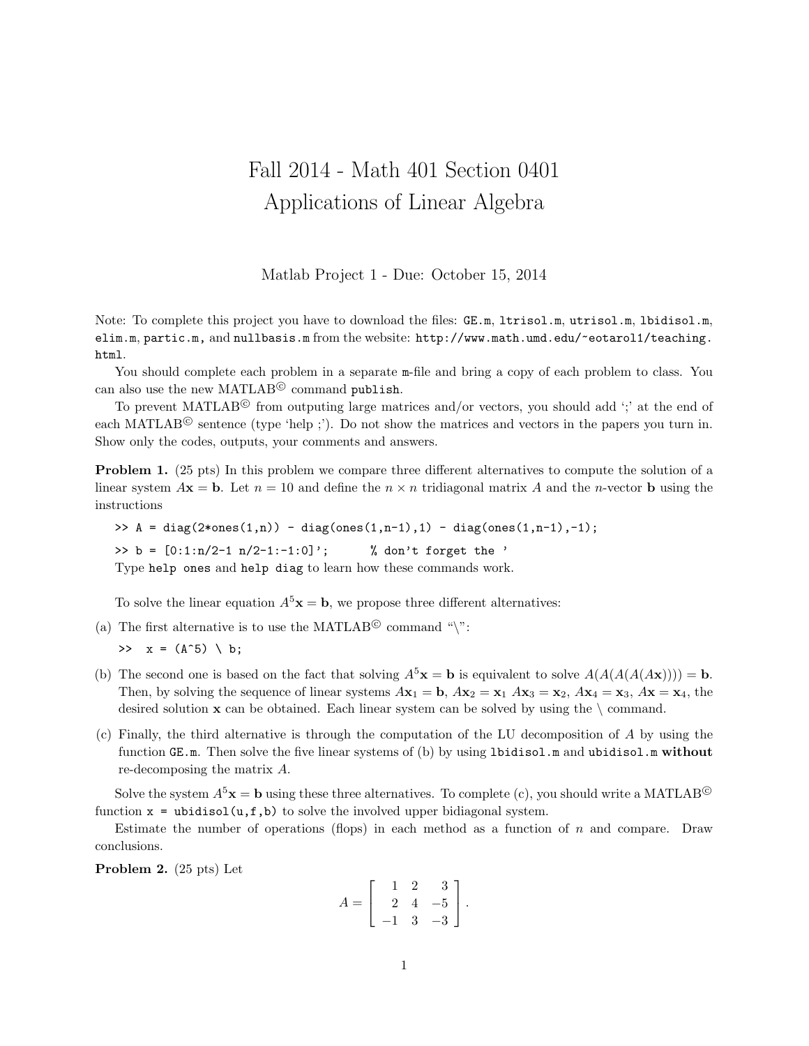# Fall 2014 - Math 401 Section 0401
# Applications of Linear Algebra

Matlab Project 1 - Due: October 15, 2014

Note: To complete this project you have to download the files: `GE.m`, `ltrisol.m`, `utrisol.m`, `lbidisol.m`, `elim.m`, `partic.m`, and `nullbasis.m` from the website: `http://www.math.umd.edu/~eotarol1/teaching.html`.

You should complete each problem in a separate `m`-file and bring a copy of each problem to class. You can also use the new MATLAB© command `publish`.

To prevent MATLAB© from outputing large matrices and/or vectors, you should add ';' at the end of each MATLAB© sentence (type 'help ;'). Do not show the matrices and vectors in the papers you turn in. Show only the codes, outputs, your comments and answers.

**Problem 1.** (25 pts) In this problem we compare three different alternatives to compute the solution of a linear system $A\mathbf{x} = \mathbf{b}$. Let $n = 10$ and define the $n \times n$ tridiagonal matrix $A$ and the $n$-vector $\mathbf{b}$ using the instructions

```
>> A = diag(2*ones(1,n)) - diag(ones(1,n-1),1) - diag(ones(1,n-1),-1);
>> b = [0:1:n/2-1 n/2-1:-1:0]';      % don't forget the '
```

Type `help ones` and `help diag` to learn how these commands work.

To solve the linear equation $A^5\mathbf{x} = \mathbf{b}$, we propose three different alternatives:

(a) The first alternative is to use the MATLAB© command "\":

```
>>  x = (A^5) \ b;
```

(b) The second one is based on the fact that solving $A^5\mathbf{x} = \mathbf{b}$ is equivalent to solve $A(A(A(A(A\mathbf{x})))) = \mathbf{b}$. Then, by solving the sequence of linear systems $A\mathbf{x}_1 = \mathbf{b}$, $A\mathbf{x}_2 = \mathbf{x}_1$ $A\mathbf{x}_3 = \mathbf{x}_2$, $A\mathbf{x}_4 = \mathbf{x}_3$, $A\mathbf{x} = \mathbf{x}_4$, the desired solution $\mathbf{x}$ can be obtained. Each linear system can be solved by using the \ command.

(c) Finally, the third alternative is through the computation of the LU decomposition of $A$ by using the function `GE.m`. Then solve the five linear systems of (b) by using `lbidisol.m` and `ubidisol.m` **without** re-decomposing the matrix $A$.

Solve the system $A^5\mathbf{x} = \mathbf{b}$ using these three alternatives. To complete (c), you should write a MATLAB© function `x = ubidisol(u,f,b)` to solve the involved upper bidiagonal system.

Estimate the number of operations (flops) in each method as a function of $n$ and compare. Draw conclusions.

**Problem 2.** (25 pts) Let

$$A = \begin{bmatrix} 1 & 2 & 3 \\ 2 & 4 & -5 \\ -1 & 3 & -3 \end{bmatrix}.$$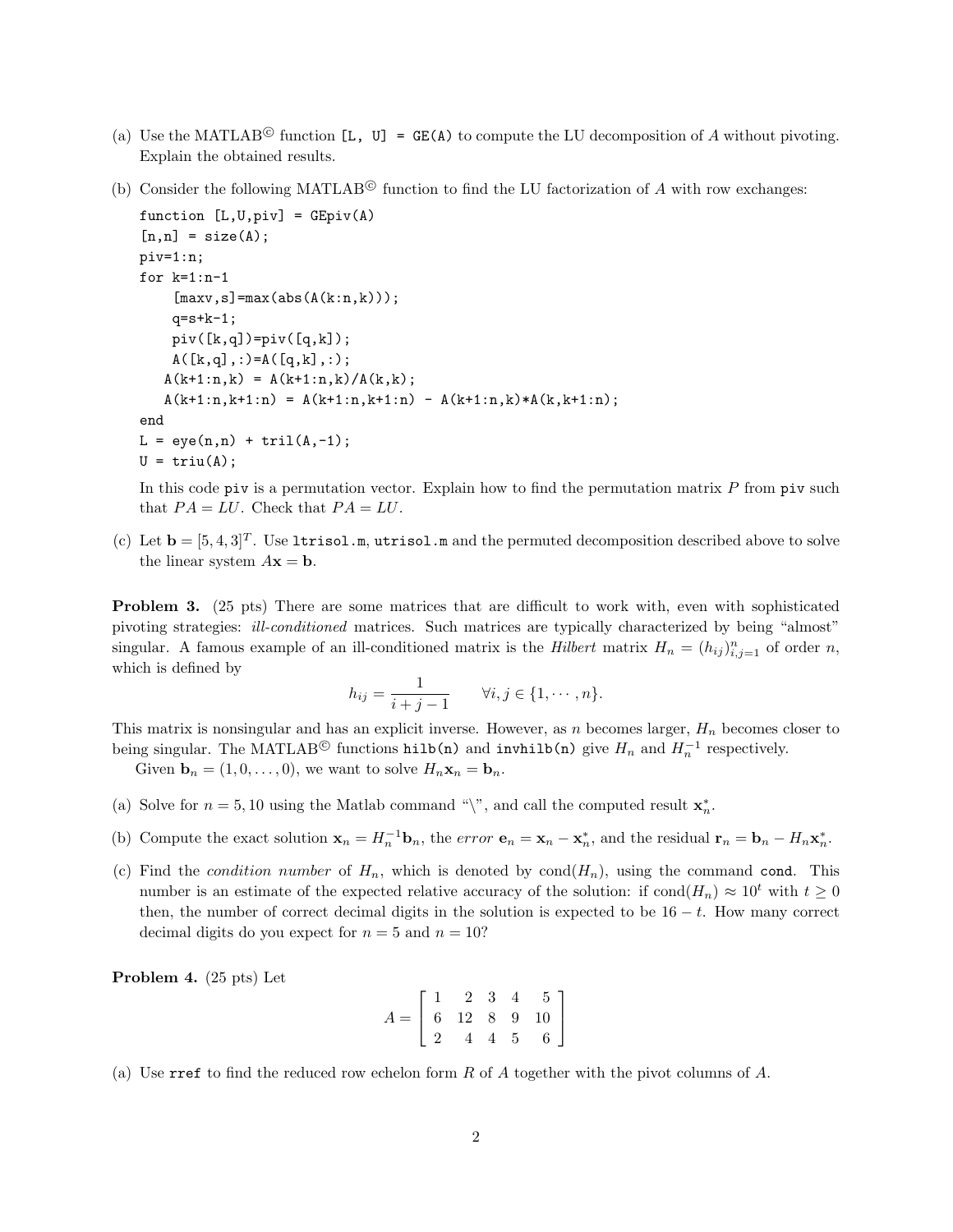(a) Use the MATLAB© function `[L, U] = GE(A)` to compute the LU decomposition of $A$ without pivoting. Explain the obtained results.

(b) Consider the following MATLAB© function to find the LU factorization of $A$ with row exchanges:

```
function [L,U,piv] = GEpiv(A)
[n,n] = size(A);
piv=1:n;
for k=1:n-1
    [maxv,s]=max(abs(A(k:n,k)));
    q=s+k-1;
    piv([k,q])=piv([q,k]);
    A([k,q],:)=A([q,k],:);
   A(k+1:n,k) = A(k+1:n,k)/A(k,k);
   A(k+1:n,k+1:n) = A(k+1:n,k+1:n) - A(k+1:n,k)*A(k,k+1:n);
end
L = eye(n,n) + tril(A,-1);
U = triu(A);
```

In this code `piv` is a permutation vector. Explain how to find the permutation matrix $P$ from `piv` such that $PA = LU$. Check that $PA = LU$.

(c) Let $\mathbf{b} = [5, 4, 3]^T$. Use `ltrisol.m`, `utrisol.m` and the permuted decomposition described above to solve the linear system $A\mathbf{x} = \mathbf{b}$.

**Problem 3.** (25 pts) There are some matrices that are difficult to work with, even with sophisticated pivoting strategies: *ill-conditioned* matrices. Such matrices are typically characterized by being "almost" singular. A famous example of an ill-conditioned matrix is the *Hilbert* matrix $H_n = (h_{ij})_{i,j=1}^n$ of order $n$, which is defined by

$$h_{ij} = \frac{1}{i+j-1} \qquad \forall i, j \in \{1, \cdots, n\}.$$

This matrix is nonsingular and has an explicit inverse. However, as $n$ becomes larger, $H_n$ becomes closer to being singular. The MATLAB© functions `hilb(n)` and `invhilb(n)` give $H_n$ and $H_n^{-1}$ respectively.

Given $\mathbf{b}_n = (1, 0, \ldots, 0)$, we want to solve $H_n \mathbf{x}_n = \mathbf{b}_n$.

(a) Solve for $n = 5, 10$ using the Matlab command "\", and call the computed result $\mathbf{x}_n^*$.

(b) Compute the exact solution $\mathbf{x}_n = H_n^{-1}\mathbf{b}_n$, the *error* $\mathbf{e}_n = \mathbf{x}_n - \mathbf{x}_n^*$, and the residual $\mathbf{r}_n = \mathbf{b}_n - H_n\mathbf{x}_n^*$.

(c) Find the *condition number* of $H_n$, which is denoted by $\text{cond}(H_n)$, using the command `cond`. This number is an estimate of the expected relative accuracy of the solution: if $\text{cond}(H_n) \approx 10^t$ with $t \geq 0$ then, the number of correct decimal digits in the solution is expected to be $16 - t$. How many correct decimal digits do you expect for $n = 5$ and $n = 10$?

**Problem 4.** (25 pts) Let

$$A = \begin{bmatrix} 1 & 2 & 3 & 4 & 5 \\ 6 & 12 & 8 & 9 & 10 \\ 2 & 4 & 4 & 5 & 6 \end{bmatrix}$$

(a) Use `rref` to find the reduced row echelon form $R$ of $A$ together with the pivot columns of $A$.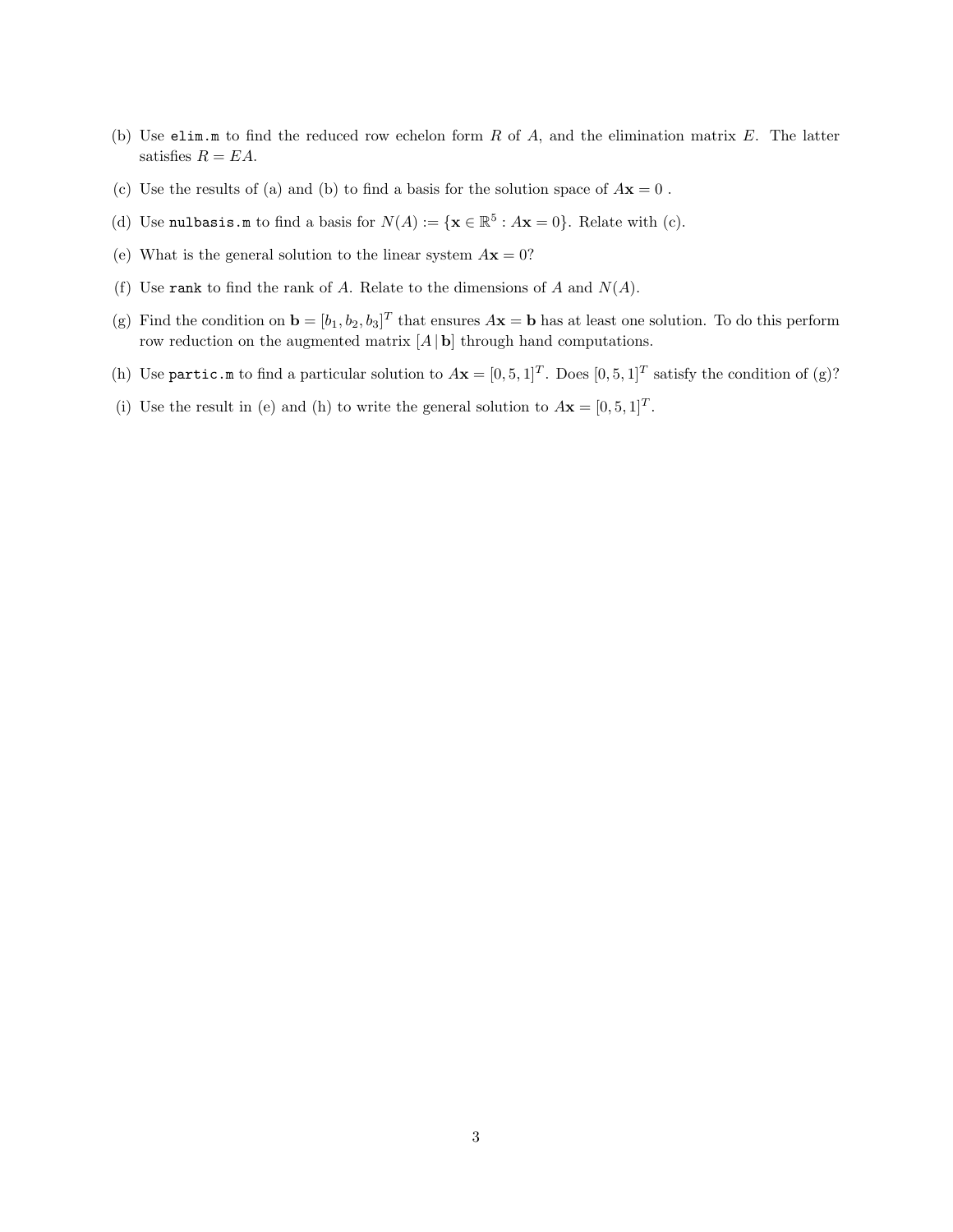(b) Use `elim.m` to find the reduced row echelon form $R$ of $A$, and the elimination matrix $E$. The latter satisfies $R = EA$.

(c) Use the results of (a) and (b) to find a basis for the solution space of $A\mathbf{x} = 0$ .

(d) Use `nulbasis.m` to find a basis for $N(A) := \{\mathbf{x} \in \mathbb{R}^5 : A\mathbf{x} = 0\}$. Relate with (c).

(e) What is the general solution to the linear system $A\mathbf{x} = 0$?

(f) Use `rank` to find the rank of $A$. Relate to the dimensions of $A$ and $N(A)$.

(g) Find the condition on $\mathbf{b} = [b_1, b_2, b_3]^T$ that ensures $A\mathbf{x} = \mathbf{b}$ has at least one solution. To do this perform row reduction on the augmented matrix $[A \,|\, \mathbf{b}]$ through hand computations.

(h) Use `partic.m` to find a particular solution to $A\mathbf{x} = [0, 5, 1]^T$. Does $[0, 5, 1]^T$ satisfy the condition of (g)?

(i) Use the result in (e) and (h) to write the general solution to $A\mathbf{x} = [0, 5, 1]^T$.